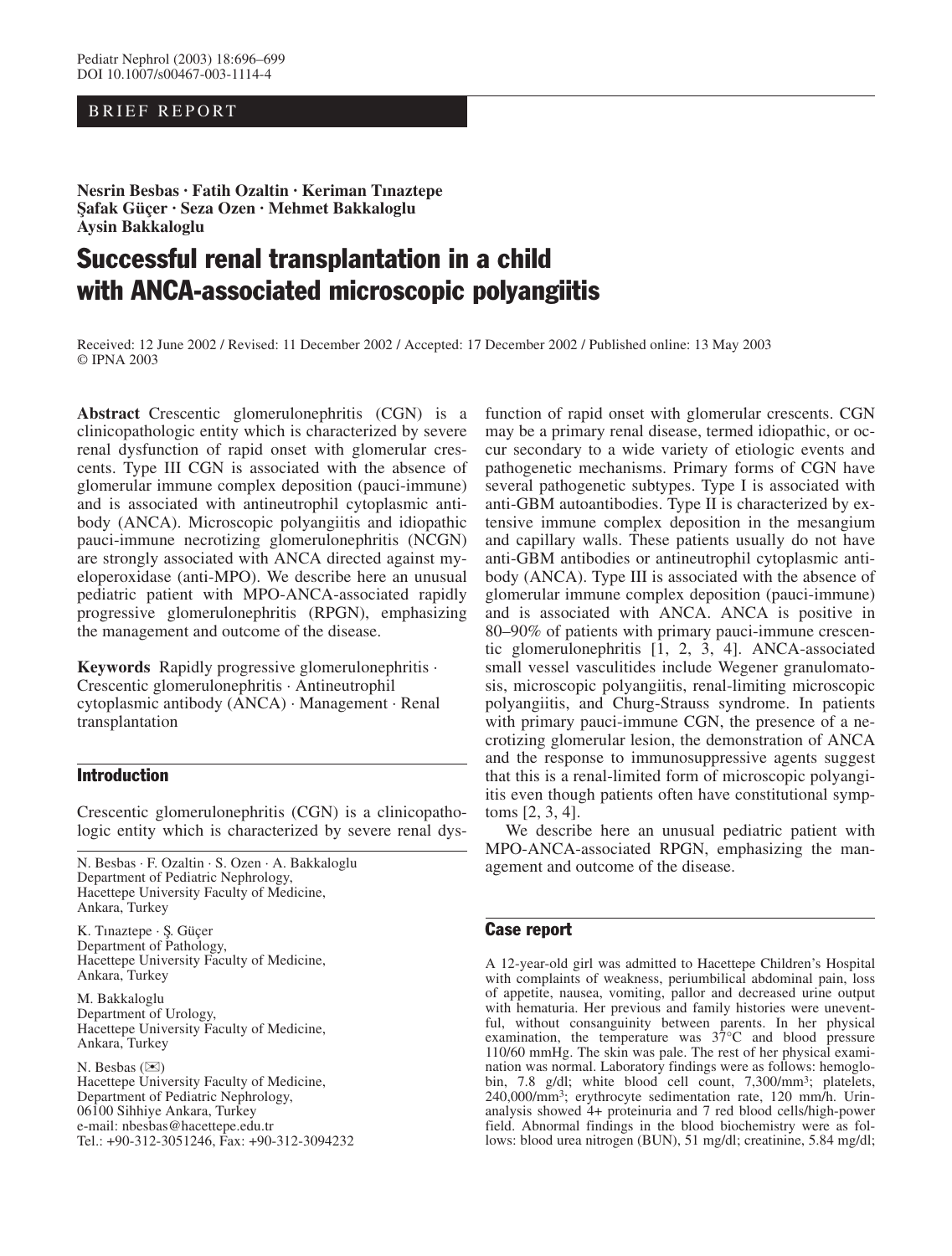BRIEF REPORT

**Nesrin Besbas · Fatih Ozaltin · Keriman Tınaztepe
Şafak Güçer · Seza Ozen · Mehmet Bakkaloglu
Aysin Bakkaloglu**

# Successful renal transplantation in a child with ANCA-associated microscopic polyangiitis

Received: 12 June 2002 / Revised: 11 December 2002 / Accepted: 17 December 2002 / Published online: 13 May 2003
© IPNA 2003

**Abstract** Crescentic glomerulonephritis (CGN) is a clinicopathologic entity which is characterized by severe renal dysfunction of rapid onset with glomerular crescents. Type III CGN is associated with the absence of glomerular immune complex deposition (pauci-immune) and is associated with antineutrophil cytoplasmic antibody (ANCA). Microscopic polyangiitis and idiopathic pauci-immune necrotizing glomerulonephritis (NCGN) are strongly associated with ANCA directed against myeloperoxidase (anti-MPO). We describe here an unusual pediatric patient with MPO-ANCA-associated rapidly progressive glomerulonephritis (RPGN), emphasizing the management and outcome of the disease.

**Keywords** Rapidly progressive glomerulonephritis · Crescentic glomerulonephritis · Antineutrophil cytoplasmic antibody (ANCA) · Management · Renal transplantation

## Introduction

Crescentic glomerulonephritis (CGN) is a clinicopathologic entity which is characterized by severe renal dysfunction of rapid onset with glomerular crescents. CGN may be a primary renal disease, termed idiopathic, or occur secondary to a wide variety of etiologic events and pathogenetic mechanisms. Primary forms of CGN have several pathogenetic subtypes. Type I is associated with anti-GBM autoantibodies. Type II is characterized by extensive immune complex deposition in the mesangium and capillary walls. These patients usually do not have anti-GBM antibodies or antineutrophil cytoplasmic antibody (ANCA). Type III is associated with the absence of glomerular immune complex deposition (pauci-immune) and is associated with ANCA. ANCA is positive in 80–90% of patients with primary pauci-immune crescentic glomerulonephritis [1, 2, 3, 4]. ANCA-associated small vessel vasculitides include Wegener granulomatosis, microscopic polyangiitis, renal-limiting microscopic polyangiitis, and Churg-Strauss syndrome. In patients with primary pauci-immune CGN, the presence of a necrotizing glomerular lesion, the demonstration of ANCA and the response to immunosuppressive agents suggest that this is a renal-limited form of microscopic polyangiitis even though patients often have constitutional symptoms [2, 3, 4].

We describe here an unusual pediatric patient with MPO-ANCA-associated RPGN, emphasizing the management and outcome of the disease.

N. Besbas · F. Ozaltin · S. Ozen · A. Bakkaloglu
Department of Pediatric Nephrology,
Hacettepe University Faculty of Medicine,
Ankara, Turkey

K. Tınaztepe · Ş. Güçer
Department of Pathology,
Hacettepe University Faculty of Medicine,
Ankara, Turkey

M. Bakkaloglu
Department of Urology,
Hacettepe University Faculty of Medicine,
Ankara, Turkey

N. Besbas (✉)
Hacettepe University Faculty of Medicine,
Department of Pediatric Nephrology,
06100 Sihhiye Ankara, Turkey
e-mail: nbesbas@hacettepe.edu.tr
Tel.: +90-312-3051246, Fax: +90-312-3094232

## Case report

A 12-year-old girl was admitted to Hacettepe Children's Hospital with complaints of weakness, periumbilical abdominal pain, loss of appetite, nausea, vomiting, pallor and decreased urine output with hematuria. Her previous and family histories were uneventful, without consanguinity between parents. In her physical examination, the temperature was 37°C and blood pressure 110/60 mmHg. The skin was pale. The rest of her physical examination was normal. Laboratory findings were as follows: hemoglobin, 7.8 g/dl; white blood cell count, 7,300/mm$^3$; platelets, 240,000/mm$^3$; erythrocyte sedimentation rate, 120 mm/h. Urinanalysis showed 4+ proteinuria and 7 red blood cells/high-power field. Abnormal findings in the blood biochemistry were as follows: blood urea nitrogen (BUN), 51 mg/dl; creatinine, 5.84 mg/dl;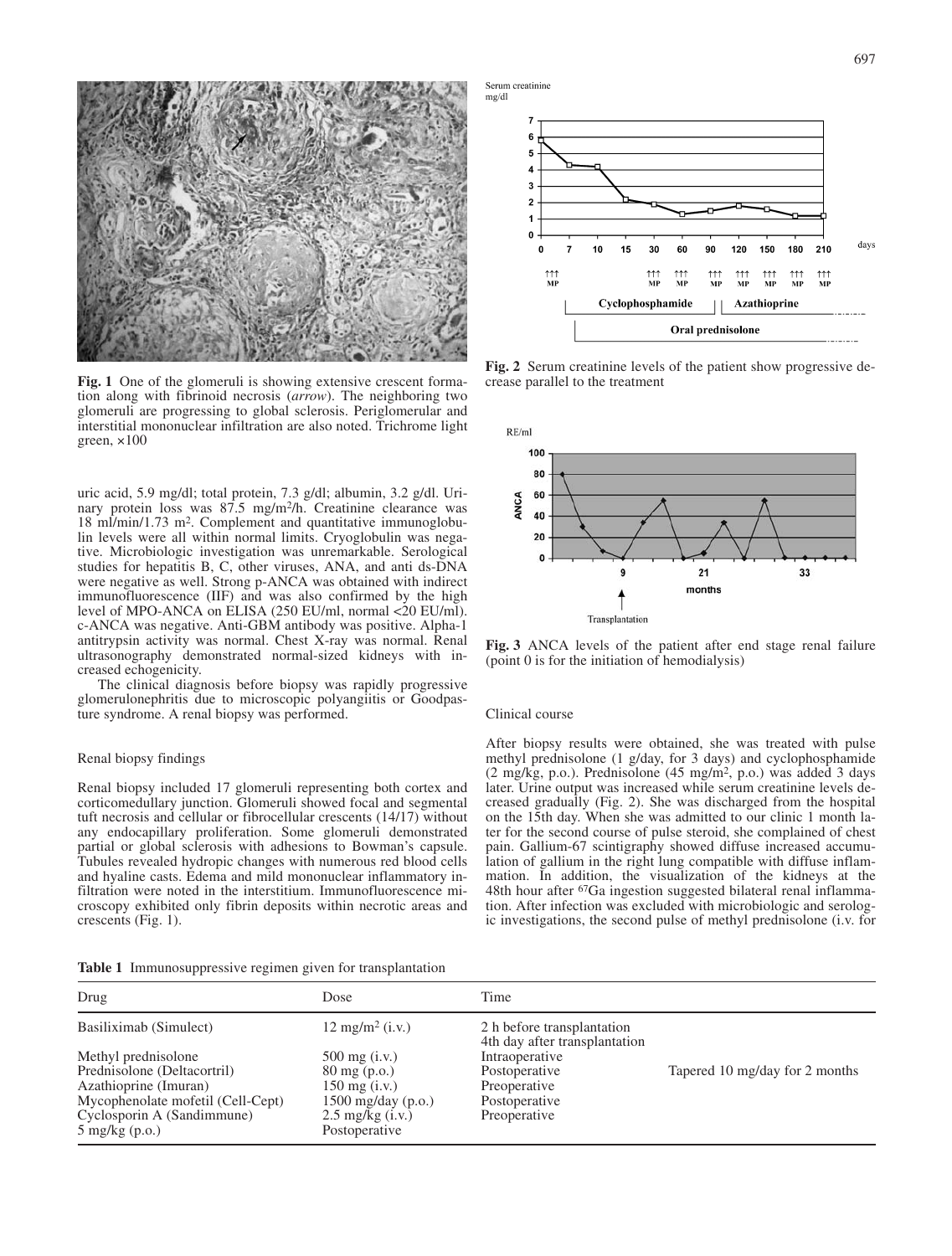**Fig. 1** One of the glomeruli is showing extensive crescent formation along with fibrinoid necrosis (*arrow*). The neighboring two glomeruli are progressing to global sclerosis. Periglomerular and interstitial mononuclear infiltration are also noted. Trichrome light green, ×100

uric acid, 5.9 mg/dl; total protein, 7.3 g/dl; albumin, 3.2 g/dl. Urinary protein loss was 87.5 mg/m²/h. Creatinine clearance was 18 ml/min/1.73 m². Complement and quantitative immunoglobulin levels were all within normal limits. Cryoglobulin was negative. Microbiologic investigation was unremarkable. Serological studies for hepatitis B, C, other viruses, ANA, and anti ds-DNA were negative as well. Strong p-ANCA was obtained with indirect immunofluorescence (IIF) and was also confirmed by the high level of MPO-ANCA on ELISA (250 EU/ml, normal <20 EU/ml). c-ANCA was negative. Anti-GBM antibody was positive. Alpha-1 antitrypsin activity was normal. Chest X-ray was normal. Renal ultrasonography demonstrated normal-sized kidneys with increased echogenicity.

The clinical diagnosis before biopsy was rapidly progressive glomerulonephritis due to microscopic polyangiitis or Goodpasture syndrome. A renal biopsy was performed.

### Renal biopsy findings

Renal biopsy included 17 glomeruli representing both cortex and corticomedullary junction. Glomeruli showed focal and segmental tuft necrosis and cellular or fibrocellular crescents (14/17) without any endocapillary proliferation. Some glomeruli demonstrated partial or global sclerosis with adhesions to Bowman's capsule. Tubules revealed hydropic changes with numerous red blood cells and hyaline casts. Edema and mild mononuclear inflammatory infiltration were noted in the interstitium. Immunofluorescence microscopy exhibited only fibrin deposits within necrotic areas and crescents (Fig. 1).

**Fig. 2** Serum creatinine levels of the patient show progressive decrease parallel to the treatment

**Fig. 3** ANCA levels of the patient after end stage renal failure (point 0 is for the initiation of hemodialysis)

### Clinical course

After biopsy results were obtained, she was treated with pulse methyl prednisolone (1 g/day, for 3 days) and cyclophosphamide (2 mg/kg, p.o.). Prednisolone (45 mg/m², p.o.) was added 3 days later. Urine output was increased while serum creatinine levels decreased gradually (Fig. 2). She was discharged from the hospital on the 15th day. When she was admitted to our clinic 1 month later for the second course of pulse steroid, she complained of chest pain. Gallium-67 scintigraphy showed diffuse increased accumulation of gallium in the right lung compatible with diffuse inflammation. In addition, the visualization of the kidneys at the 48th hour after $^{67}$Ga ingestion suggested bilateral renal inflammation. After infection was excluded with microbiologic and serologic investigations, the second pulse of methyl prednisolone (i.v. for

**Table 1** Immunosuppressive regimen given for transplantation

| Drug | Dose | Time | |
|---|---|---|---|
| Basiliximab (Simulect) | 12 mg/m² (i.v.) | 2 h before transplantation<br>4th day after transplantation | |
| Methyl prednisolone | 500 mg (i.v.) | Intraoperative | |
| Prednisolone (Deltacortril) | 80 mg (p.o.) | Postoperative | Tapered 10 mg/day for 2 months |
| Azathioprine (Imuran) | 150 mg (i.v.) | Preoperative | |
| Mycophenolate mofetil (Cell-Cept) | 1500 mg/day (p.o.) | Postoperative | |
| Cyclosporin A (Sandimmune) | 2.5 mg/kg (i.v.) | Preoperative | |
| 5 mg/kg (p.o.) | Postoperative | | |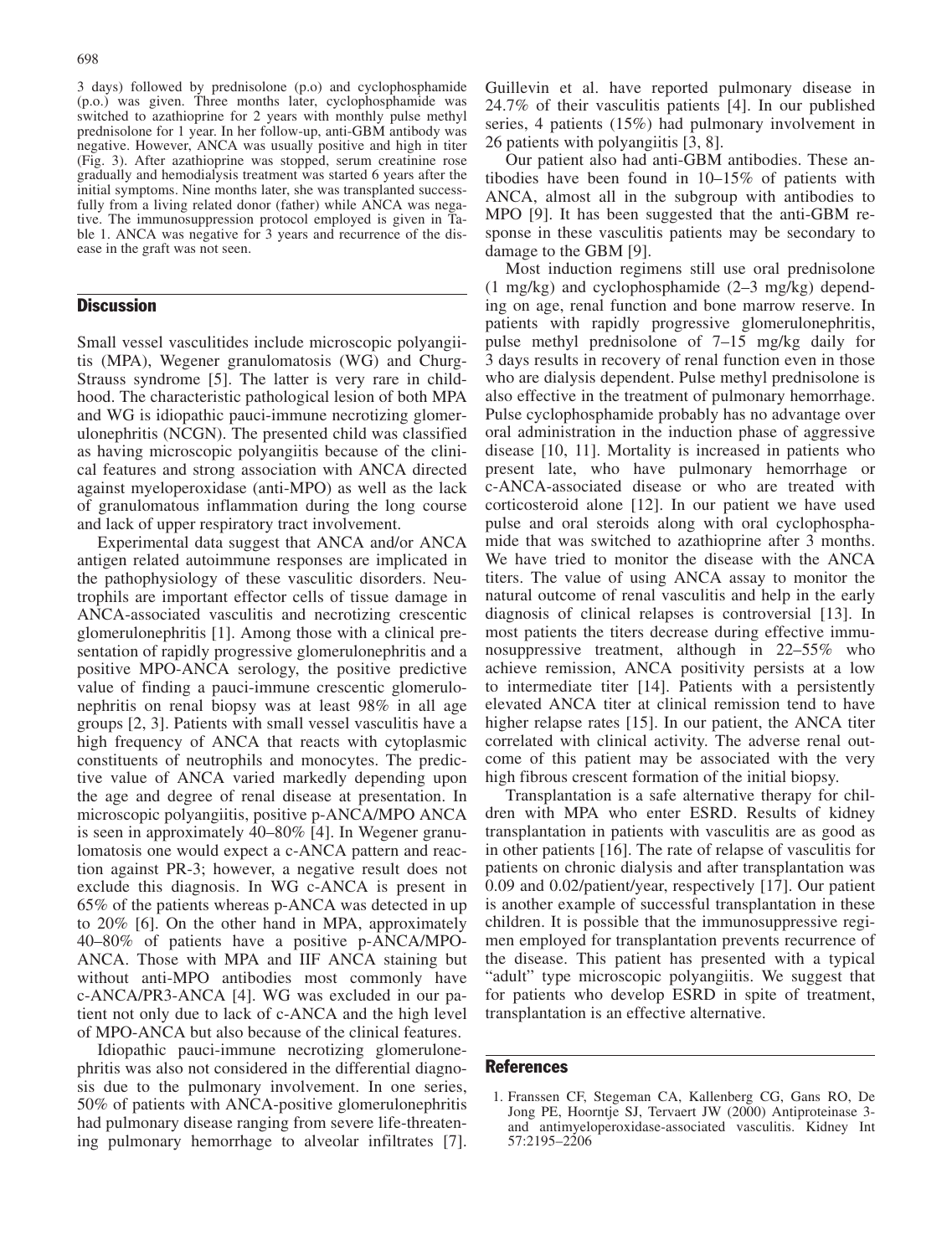3 days) followed by prednisolone (p.o) and cyclophosphamide (p.o.) was given. Three months later, cyclophosphamide was switched to azathioprine for 2 years with monthly pulse methyl prednisolone for 1 year. In her follow-up, anti-GBM antibody was negative. However, ANCA was usually positive and high in titer (Fig. 3). After azathioprine was stopped, serum creatinine rose gradually and hemodialysis treatment was started 6 years after the initial symptoms. Nine months later, she was transplanted successfully from a living related donor (father) while ANCA was negative. The immunosuppression protocol employed is given in Table 1. ANCA was negative for 3 years and recurrence of the disease in the graft was not seen.

## Discussion

Small vessel vasculitides include microscopic polyangiitis (MPA), Wegener granulomatosis (WG) and Churg-Strauss syndrome [5]. The latter is very rare in childhood. The characteristic pathological lesion of both MPA and WG is idiopathic pauci-immune necrotizing glomerulonephritis (NCGN). The presented child was classified as having microscopic polyangiitis because of the clinical features and strong association with ANCA directed against myeloperoxidase (anti-MPO) as well as the lack of granulomatous inflammation during the long course and lack of upper respiratory tract involvement.

Experimental data suggest that ANCA and/or ANCA antigen related autoimmune responses are implicated in the pathophysiology of these vasculitic disorders. Neutrophils are important effector cells of tissue damage in ANCA-associated vasculitis and necrotizing crescentic glomerulonephritis [1]. Among those with a clinical presentation of rapidly progressive glomerulonephritis and a positive MPO-ANCA serology, the positive predictive value of finding a pauci-immune crescentic glomerulonephritis on renal biopsy was at least 98% in all age groups [2, 3]. Patients with small vessel vasculitis have a high frequency of ANCA that reacts with cytoplasmic constituents of neutrophils and monocytes. The predictive value of ANCA varied markedly depending upon the age and degree of renal disease at presentation. In microscopic polyangiitis, positive p-ANCA/MPO ANCA is seen in approximately 40–80% [4]. In Wegener granulomatosis one would expect a c-ANCA pattern and reaction against PR-3; however, a negative result does not exclude this diagnosis. In WG c-ANCA is present in 65% of the patients whereas p-ANCA was detected in up to 20% [6]. On the other hand in MPA, approximately 40–80% of patients have a positive p-ANCA/MPO-ANCA. Those with MPA and IIF ANCA staining but without anti-MPO antibodies most commonly have c-ANCA/PR3-ANCA [4]. WG was excluded in our patient not only due to lack of c-ANCA and the high level of MPO-ANCA but also because of the clinical features.

Idiopathic pauci-immune necrotizing glomerulonephritis was also not considered in the differential diagnosis due to the pulmonary involvement. In one series, 50% of patients with ANCA-positive glomerulonephritis had pulmonary disease ranging from severe life-threatening pulmonary hemorrhage to alveolar infiltrates [7]. Guillevin et al. have reported pulmonary disease in 24.7% of their vasculitis patients [4]. In our published series, 4 patients (15%) had pulmonary involvement in 26 patients with polyangiitis [3, 8].

Our patient also had anti-GBM antibodies. These antibodies have been found in 10–15% of patients with ANCA, almost all in the subgroup with antibodies to MPO [9]. It has been suggested that the anti-GBM response in these vasculitis patients may be secondary to damage to the GBM [9].

Most induction regimens still use oral prednisolone (1 mg/kg) and cyclophosphamide (2–3 mg/kg) depending on age, renal function and bone marrow reserve. In patients with rapidly progressive glomerulonephritis, pulse methyl prednisolone of 7–15 mg/kg daily for 3 days results in recovery of renal function even in those who are dialysis dependent. Pulse methyl prednisolone is also effective in the treatment of pulmonary hemorrhage. Pulse cyclophosphamide probably has no advantage over oral administration in the induction phase of aggressive disease [10, 11]. Mortality is increased in patients who present late, who have pulmonary hemorrhage or c-ANCA-associated disease or who are treated with corticosteroid alone [12]. In our patient we have used pulse and oral steroids along with oral cyclophosphamide that was switched to azathioprine after 3 months. We have tried to monitor the disease with the ANCA titers. The value of using ANCA assay to monitor the natural outcome of renal vasculitis and help in the early diagnosis of clinical relapses is controversial [13]. In most patients the titers decrease during effective immunosuppressive treatment, although in 22–55% who achieve remission, ANCA positivity persists at a low to intermediate titer [14]. Patients with a persistently elevated ANCA titer at clinical remission tend to have higher relapse rates [15]. In our patient, the ANCA titer correlated with clinical activity. The adverse renal outcome of this patient may be associated with the very high fibrous crescent formation of the initial biopsy.

Transplantation is a safe alternative therapy for children with MPA who enter ESRD. Results of kidney transplantation in patients with vasculitis are as good as in other patients [16]. The rate of relapse of vasculitis for patients on chronic dialysis and after transplantation was 0.09 and 0.02/patient/year, respectively [17]. Our patient is another example of successful transplantation in these children. It is possible that the immunosuppressive regimen employed for transplantation prevents recurrence of the disease. This patient has presented with a typical "adult" type microscopic polyangiitis. We suggest that for patients who develop ESRD in spite of treatment, transplantation is an effective alternative.

## References

1. Franssen CF, Stegeman CA, Kallenberg CG, Gans RO, De Jong PE, Hoorntje SJ, Tervaert JW (2000) Antiproteinase 3- and antimyeloperoxidase-associated vasculitis. Kidney Int 57:2195–2206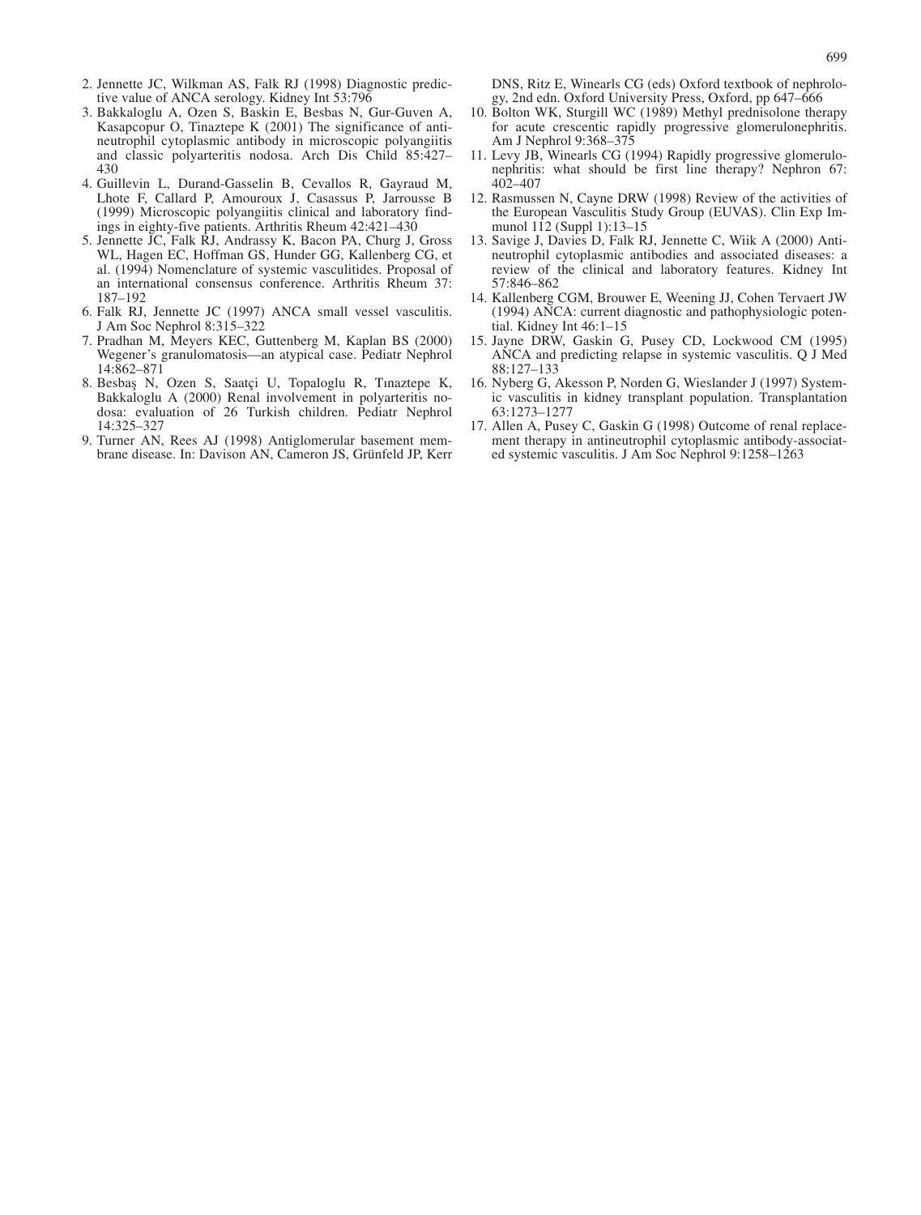2. Jennette JC, Wilkman AS, Falk RJ (1998) Diagnostic predictive value of ANCA serology. Kidney Int 53:796
3. Bakkaloglu A, Ozen S, Baskin E, Besbas N, Gur-Guven A, Kasapcopur O, Tinaztepe K (2001) The significance of antineutrophil cytoplasmic antibody in microscopic polyangiitis and classic polyarteritis nodosa. Arch Dis Child 85:427–430
4. Guillevin L, Durand-Gasselin B, Cevallos R, Gayraud M, Lhote F, Callard P, Amouroux J, Casassus P, Jarrousse B (1999) Microscopic polyangiitis clinical and laboratory findings in eighty-five patients. Arthritis Rheum 42:421–430
5. Jennette JC, Falk RJ, Andrassy K, Bacon PA, Churg J, Gross WL, Hagen EC, Hoffman GS, Hunder GG, Kallenberg CG, et al. (1994) Nomenclature of systemic vasculitides. Proposal of an international consensus conference. Arthritis Rheum 37: 187–192
6. Falk RJ, Jennette JC (1997) ANCA small vessel vasculitis. J Am Soc Nephrol 8:315–322
7. Pradhan M, Meyers KEC, Guttenberg M, Kaplan BS (2000) Wegener's granulomatosis—an atypical case. Pediatr Nephrol 14:862–871
8. Besbaş N, Ozen S, Saatçi U, Topaloglu R, Tınaztepe K, Bakkaloglu A (2000) Renal involvement in polyarteritis nodosa: evaluation of 26 Turkish children. Pediatr Nephrol 14:325–327
9. Turner AN, Rees AJ (1998) Antiglomerular basement membrane disease. In: Davison AN, Cameron JS, Grünfeld JP, Kerr DNS, Ritz E, Winearls CG (eds) Oxford textbook of nephrology, 2nd edn. Oxford University Press, Oxford, pp 647–666
10. Bolton WK, Sturgill WC (1989) Methyl prednisolone therapy for acute crescentic rapidly progressive glomerulonephritis. Am J Nephrol 9:368–375
11. Levy JB, Winearls CG (1994) Rapidly progressive glomerulonephritis: what should be first line therapy? Nephron 67: 402–407
12. Rasmussen N, Cayne DRW (1998) Review of the activities of the European Vasculitis Study Group (EUVAS). Clin Exp Immunol 112 (Suppl 1):13–15
13. Savige J, Davies D, Falk RJ, Jennette C, Wiik A (2000) Antineutrophil cytoplasmic antibodies and associated diseases: a review of the clinical and laboratory features. Kidney Int 57:846–862
14. Kallenberg CGM, Brouwer E, Weening JJ, Cohen Tervaert JW (1994) ANCA: current diagnostic and pathophysiologic potential. Kidney Int 46:1–15
15. Jayne DRW, Gaskin G, Pusey CD, Lockwood CM (1995) ANCA and predicting relapse in systemic vasculitis. Q J Med 88:127–133
16. Nyberg G, Akesson P, Norden G, Wieslander J (1997) Systemic vasculitis in kidney transplant population. Transplantation 63:1273–1277
17. Allen A, Pusey C, Gaskin G (1998) Outcome of renal replacement therapy in antineutrophil cytoplasmic antibody-associated systemic vasculitis. J Am Soc Nephrol 9:1258–1263